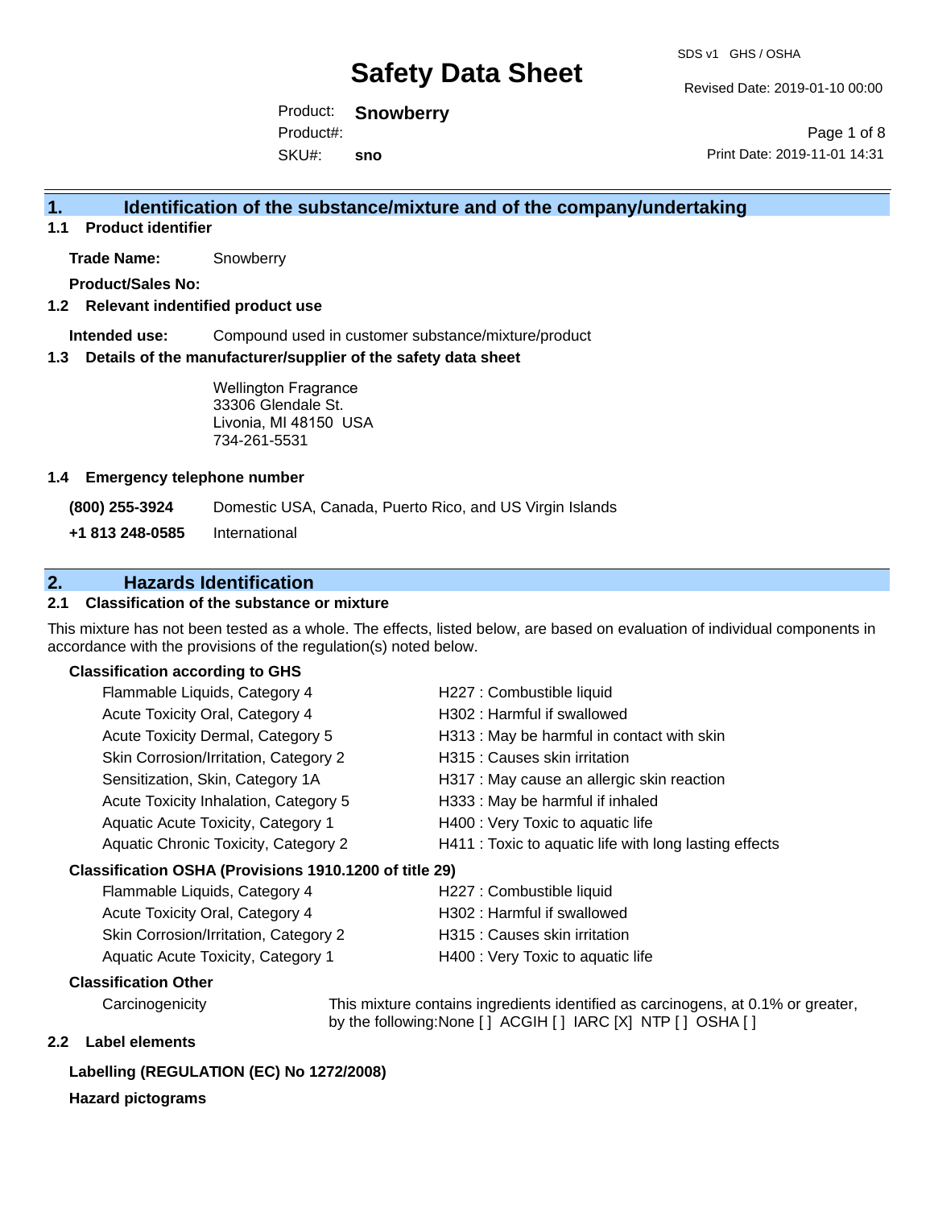# Safety Data Sheet

SDS v1 GHS / OSHA

Revised Date: 2019-01-10 00:00

Product: **Snowberry**
Product#:
SKU#: **sno**

Print Date: 2019-11-01 14:31

## 1. Identification of the substance/mixture and of the company/undertaking

### 1.1 Product identifier

**Trade Name:** Snowberry

**Product/Sales No:**

### 1.2 Relevant identified product use

**Intended use:** Compound used in customer substance/mixture/product

### 1.3 Details of the manufacturer/supplier of the safety data sheet

Wellington Fragrance
33306 Glendale St.
Livonia, MI 48150 USA
734-261-5531

### 1.4 Emergency telephone number

| | |
|---|---|
| **(800) 255-3924** | Domestic USA, Canada, Puerto Rico, and US Virgin Islands |
| **+1 813 248-0585** | International |

## 2. Hazards Identification

### 2.1 Classification of the substance or mixture

This mixture has not been tested as a whole. The effects, listed below, are based on evaluation of individual components in accordance with the provisions of the regulation(s) noted below.

**Classification according to GHS**

| | |
|---|---|
| Flammable Liquids, Category 4 | H227 : Combustible liquid |
| Acute Toxicity Oral, Category 4 | H302 : Harmful if swallowed |
| Acute Toxicity Dermal, Category 5 | H313 : May be harmful in contact with skin |
| Skin Corrosion/Irritation, Category 2 | H315 : Causes skin irritation |
| Sensitization, Skin, Category 1A | H317 : May cause an allergic skin reaction |
| Acute Toxicity Inhalation, Category 5 | H333 : May be harmful if inhaled |
| Aquatic Acute Toxicity, Category 1 | H400 : Very Toxic to aquatic life |
| Aquatic Chronic Toxicity, Category 2 | H411 : Toxic to aquatic life with long lasting effects |

**Classification OSHA (Provisions 1910.1200 of title 29)**

| | |
|---|---|
| Flammable Liquids, Category 4 | H227 : Combustible liquid |
| Acute Toxicity Oral, Category 4 | H302 : Harmful if swallowed |
| Skin Corrosion/Irritation, Category 2 | H315 : Causes skin irritation |
| Aquatic Acute Toxicity, Category 1 | H400 : Very Toxic to aquatic life |

**Classification Other**

Carcinogenicity: This mixture contains ingredients identified as carcinogens, at 0.1% or greater, by the following:None [ ] ACGIH [ ] IARC [X] NTP [ ] OSHA [ ]

### 2.2 Label elements

**Labelling (REGULATION (EC) No 1272/2008)**

**Hazard pictograms**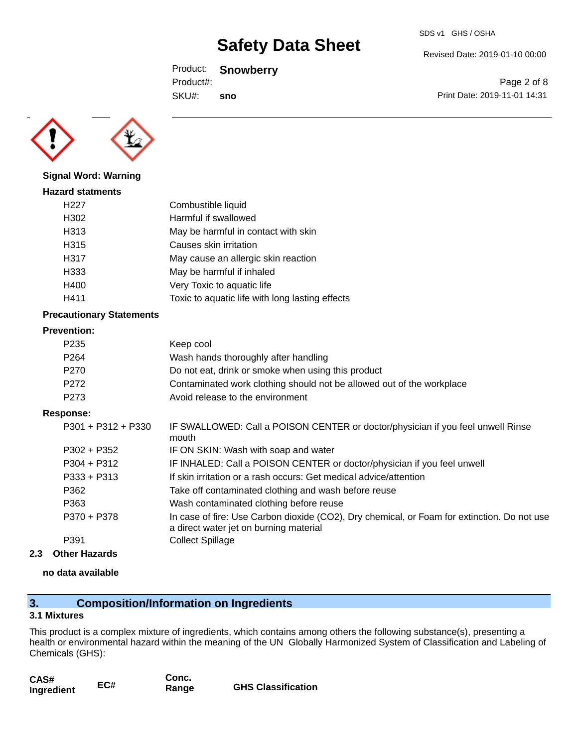**Signal Word: Warning**

**Hazard statments**

| | |
|---|---|
| H227 | Combustible liquid |
| H302 | Harmful if swallowed |
| H313 | May be harmful in contact with skin |
| H315 | Causes skin irritation |
| H317 | May cause an allergic skin reaction |
| H333 | May be harmful if inhaled |
| H400 | Very Toxic to aquatic life |
| H411 | Toxic to aquatic life with long lasting effects |

**Precautionary Statements**

**Prevention:**

| | |
|---|---|
| P235 | Keep cool |
| P264 | Wash hands thoroughly after handling |
| P270 | Do not eat, drink or smoke when using this product |
| P272 | Contaminated work clothing should not be allowed out of the workplace |
| P273 | Avoid release to the environment |

**Response:**

| | |
|---|---|
| P301 + P312 + P330 | IF SWALLOWED: Call a POISON CENTER or doctor/physician if you feel unwell Rinse mouth |
| P302 + P352 | IF ON SKIN: Wash with soap and water |
| P304 + P312 | IF INHALED: Call a POISON CENTER or doctor/physician if you feel unwell |
| P333 + P313 | If skin irritation or a rash occurs: Get medical advice/attention |
| P362 | Take off contaminated clothing and wash before reuse |
| P363 | Wash contaminated clothing before reuse |
| P370 + P378 | In case of fire: Use Carbon dioxide ($CO_2$), Dry chemical, or Foam for extinction. Do not use a direct water jet on burning material |
| P391 | Collect Spillage |

### 2.3 Other Hazards

**no data available**

## 3. Composition/Information on Ingredients

### 3.1 Mixtures

This product is a complex mixture of ingredients, which contains among others the following substance(s), presenting a health or environmental hazard within the meaning of the UN Globally Harmonized System of Classification and Labeling of Chemicals (GHS):

| CAS# Ingredient | EC# | Conc. Range | GHS Classification |
|---|---|---|---|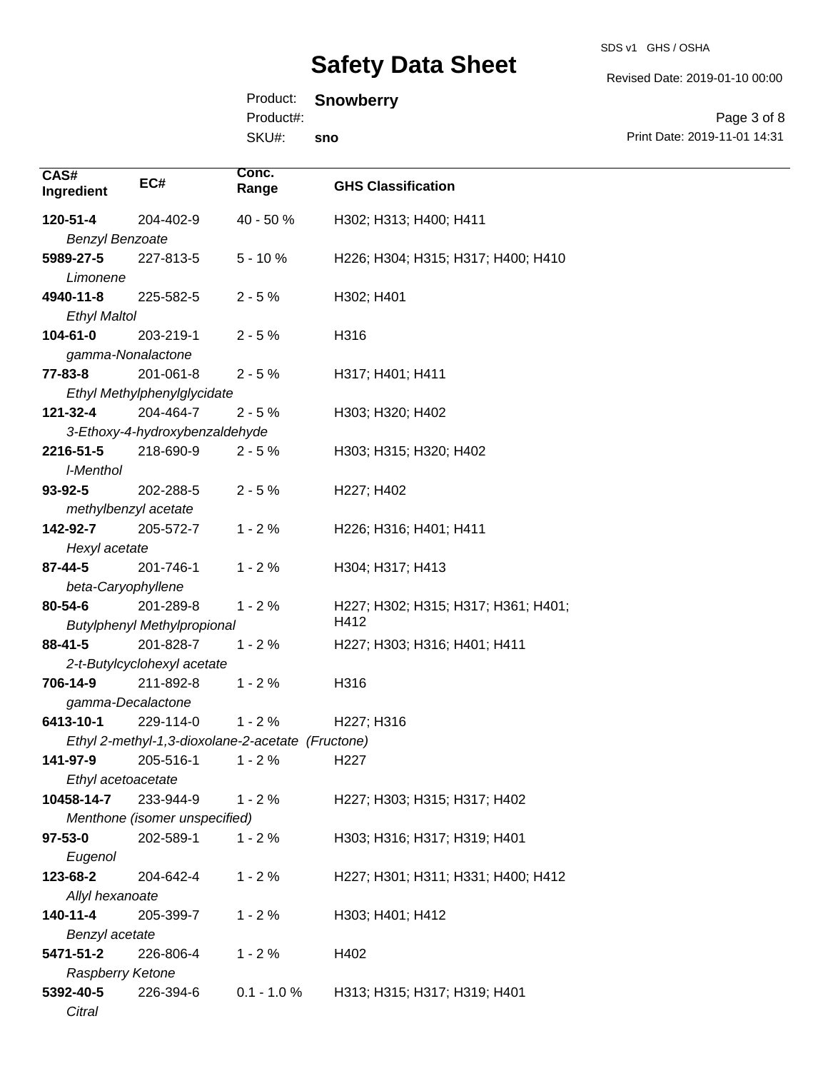| CAS# Ingredient | EC# | Conc. Range | GHS Classification |
|---|---|---|---|
| **120-51-4** *Benzyl Benzoate* | 204-402-9 | 40 - 50 % | H302; H313; H400; H411 |
| **5989-27-5** *Limonene* | 227-813-5 | 5 - 10 % | H226; H304; H315; H317; H400; H410 |
| **4940-11-8** *Ethyl Maltol* | 225-582-5 | 2 - 5 % | H302; H401 |
| **104-61-0** *gamma-Nonalactone* | 203-219-1 | 2 - 5 % | H316 |
| **77-83-8** *Ethyl Methylphenylglycidate* | 201-061-8 | 2 - 5 % | H317; H401; H411 |
| **121-32-4** *3-Ethoxy-4-hydroxybenzaldehyde* | 204-464-7 | 2 - 5 % | H303; H320; H402 |
| **2216-51-5** *l-Menthol* | 218-690-9 | 2 - 5 % | H303; H315; H320; H402 |
| **93-92-5** *methylbenzyl acetate* | 202-288-5 | 2 - 5 % | H227; H402 |
| **142-92-7** *Hexyl acetate* | 205-572-7 | 1 - 2 % | H226; H316; H401; H411 |
| **87-44-5** *beta-Caryophyllene* | 201-746-1 | 1 - 2 % | H304; H317; H413 |
| **80-54-6** *Butylphenyl Methylpropional* | 201-289-8 | 1 - 2 % | H227; H302; H315; H317; H361; H401; H412 |
| **88-41-5** *2-t-Butylcyclohexyl acetate* | 201-828-7 | 1 - 2 % | H227; H303; H316; H401; H411 |
| **706-14-9** *gamma-Decalactone* | 211-892-8 | 1 - 2 % | H316 |
| **6413-10-1** *Ethyl 2-methyl-1,3-dioxolane-2-acetate (Fructone)* | 229-114-0 | 1 - 2 % | H227; H316 |
| **141-97-9** *Ethyl acetoacetate* | 205-516-1 | 1 - 2 % | H227 |
| **10458-14-7** *Menthone (isomer unspecified)* | 233-944-9 | 1 - 2 % | H227; H303; H315; H317; H402 |
| **97-53-0** *Eugenol* | 202-589-1 | 1 - 2 % | H303; H316; H317; H319; H401 |
| **123-68-2** *Allyl hexanoate* | 204-642-4 | 1 - 2 % | H227; H301; H311; H331; H400; H412 |
| **140-11-4** *Benzyl acetate* | 205-399-7 | 1 - 2 % | H303; H401; H412 |
| **5471-51-2** *Raspberry Ketone* | 226-806-4 | 1 - 2 % | H402 |
| **5392-40-5** *Citral* | 226-394-6 | 0.1 - 1.0 % | H313; H315; H317; H319; H401 |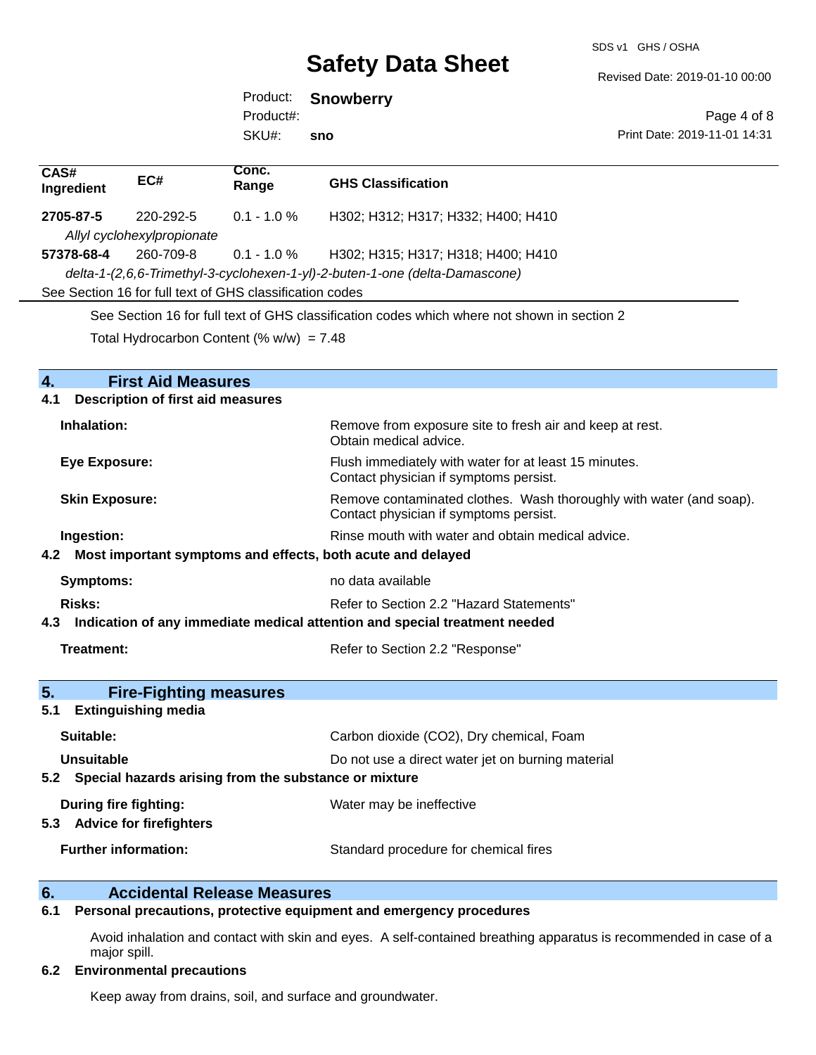| CAS# Ingredient | EC# | Conc. Range | GHS Classification |
|---|---|---|---|
| **2705-87-5** | 220-292-5 | 0.1 - 1.0 % | H302; H312; H317; H332; H400; H410 |
| *Allyl cyclohexylpropionate* | | | |
| **57378-68-4** | 260-709-8 | 0.1 - 1.0 % | H302; H315; H317; H318; H400; H410 |
| *delta-1-(2,6,6-Trimethyl-3-cyclohexen-1-yl)-2-buten-1-one (delta-Damascone)* | | | |
| See Section 16 for full text of GHS classification codes | | | |

See Section 16 for full text of GHS classification codes which where not shown in section 2

Total Hydrocarbon Content (% w/w) = 7.48

## 4. First Aid Measures

### 4.1 Description of first aid measures

**Inhalation:** Remove from exposure site to fresh air and keep at rest. Obtain medical advice.

**Eye Exposure:** Flush immediately with water for at least 15 minutes. Contact physician if symptoms persist.

**Skin Exposure:** Remove contaminated clothes. Wash thoroughly with water (and soap). Contact physician if symptoms persist.

**Ingestion:** Rinse mouth with water and obtain medical advice.

### 4.2 Most important symptoms and effects, both acute and delayed

**Symptoms:** no data available

**Risks:** Refer to Section 2.2 "Hazard Statements"

### 4.3 Indication of any immediate medical attention and special treatment needed

**Treatment:** Refer to Section 2.2 "Response"

## 5. Fire-Fighting measures

### 5.1 Extinguishing media

**Suitable:** Carbon dioxide ($CO_2$), Dry chemical, Foam

**Unsuitable** Do not use a direct water jet on burning material

### 5.2 Special hazards arising from the substance or mixture

**During fire fighting:** Water may be ineffective

### 5.3 Advice for firefighters

**Further information:** Standard procedure for chemical fires

## 6. Accidental Release Measures

### 6.1 Personal precautions, protective equipment and emergency procedures

Avoid inhalation and contact with skin and eyes. A self-contained breathing apparatus is recommended in case of a major spill.

### 6.2 Environmental precautions

Keep away from drains, soil, and surface and groundwater.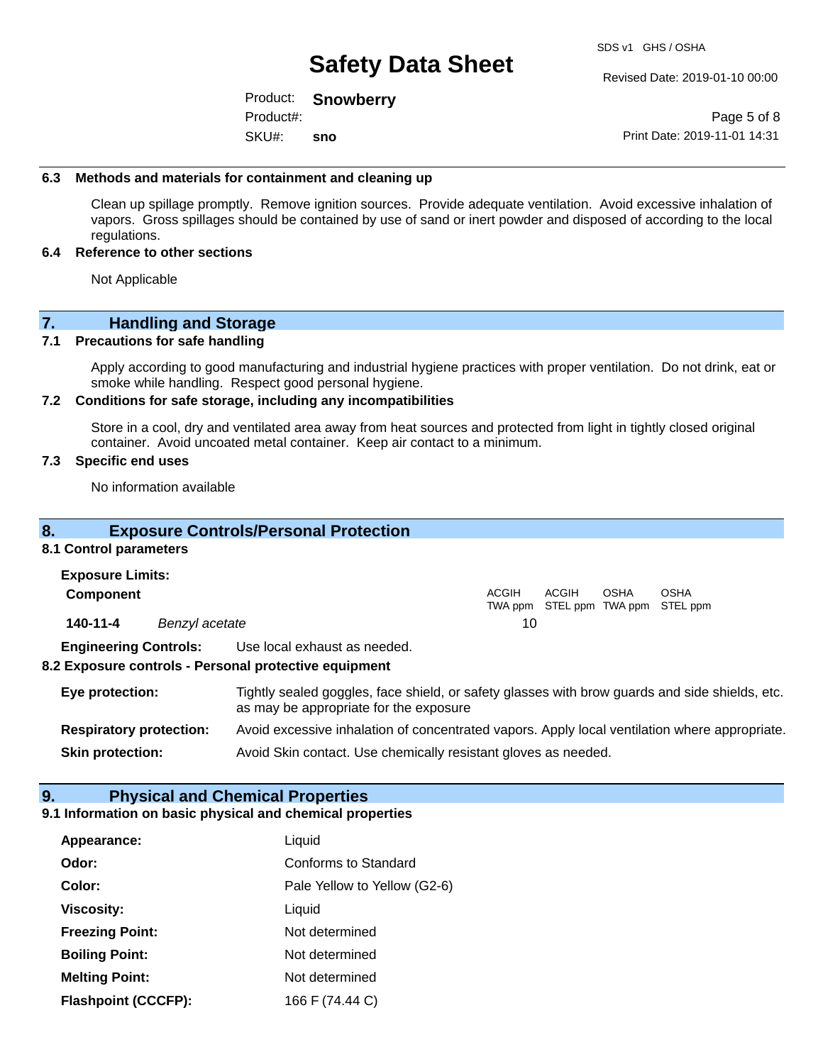### 6.3 Methods and materials for containment and cleaning up

Clean up spillage promptly. Remove ignition sources. Provide adequate ventilation. Avoid excessive inhalation of vapors. Gross spillages should be contained by use of sand or inert powder and disposed of according to the local regulations.

### 6.4 Reference to other sections

Not Applicable

## 7. Handling and Storage

### 7.1 Precautions for safe handling

Apply according to good manufacturing and industrial hygiene practices with proper ventilation. Do not drink, eat or smoke while handling. Respect good personal hygiene.

### 7.2 Conditions for safe storage, including any incompatibilities

Store in a cool, dry and ventilated area away from heat sources and protected from light in tightly closed original container. Avoid uncoated metal container. Keep air contact to a minimum.

### 7.3 Specific end uses

No information available

## 8. Exposure Controls/Personal Protection

### 8.1 Control parameters

**Exposure Limits:**

| Component | | ACGIH TWA ppm | ACGIH STEL ppm | OSHA TWA ppm | OSHA STEL ppm |
|---|---|---|---|---|---|
| **140-11-4** | *Benzyl acetate* | 10 | | | |

**Engineering Controls:** Use local exhaust as needed.

### 8.2 Exposure controls - Personal protective equipment

**Eye protection:** Tightly sealed goggles, face shield, or safety glasses with brow guards and side shields, etc. as may be appropriate for the exposure

**Respiratory protection:** Avoid excessive inhalation of concentrated vapors. Apply local ventilation where appropriate.

**Skin protection:** Avoid Skin contact. Use chemically resistant gloves as needed.

## 9. Physical and Chemical Properties

### 9.1 Information on basic physical and chemical properties

| | |
|---|---|
| **Appearance:** | Liquid |
| **Odor:** | Conforms to Standard |
| **Color:** | Pale Yellow to Yellow (G2-6) |
| **Viscosity:** | Liquid |
| **Freezing Point:** | Not determined |
| **Boiling Point:** | Not determined |
| **Melting Point:** | Not determined |
| **Flashpoint (CCCFP):** | 166 F (74.44 C) |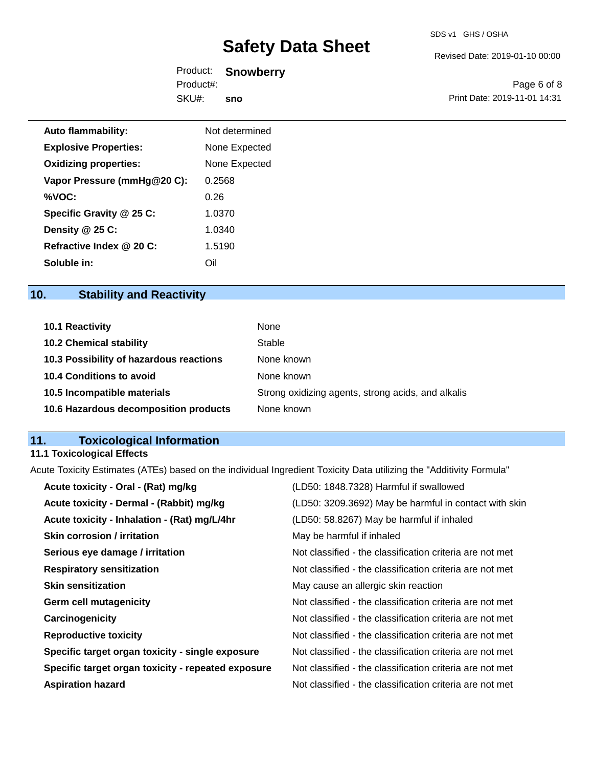| | |
|---|---|
| **Auto flammability:** | Not determined |
| **Explosive Properties:** | None Expected |
| **Oxidizing properties:** | None Expected |
| **Vapor Pressure (mmHg@20 C):** | 0.2568 |
| **%VOC:** | 0.26 |
| **Specific Gravity @ 25 C:** | 1.0370 |
| **Density @ 25 C:** | 1.0340 |
| **Refractive Index @ 20 C:** | 1.5190 |
| **Soluble in:** | Oil |

## 10. Stability and Reactivity

| | |
|---|---|
| **10.1 Reactivity** | None |
| **10.2 Chemical stability** | Stable |
| **10.3 Possibility of hazardous reactions** | None known |
| **10.4 Conditions to avoid** | None known |
| **10.5 Incompatible materials** | Strong oxidizing agents, strong acids, and alkalis |
| **10.6 Hazardous decomposition products** | None known |

## 11. Toxicological Information

### 11.1 Toxicological Effects

Acute Toxicity Estimates (ATEs) based on the individual Ingredient Toxicity Data utilizing the "Additivity Formula"

| | |
|---|---|
| **Acute toxicity - Oral - (Rat) mg/kg** | (LD50: 1848.7328) Harmful if swallowed |
| **Acute toxicity - Dermal - (Rabbit) mg/kg** | (LD50: 3209.3692) May be harmful in contact with skin |
| **Acute toxicity - Inhalation - (Rat) mg/L/4hr** | (LD50: 58.8267) May be harmful if inhaled |
| **Skin corrosion / irritation** | May be harmful if inhaled |
| **Serious eye damage / irritation** | Not classified - the classification criteria are not met |
| **Respiratory sensitization** | Not classified - the classification criteria are not met |
| **Skin sensitization** | May cause an allergic skin reaction |
| **Germ cell mutagenicity** | Not classified - the classification criteria are not met |
| **Carcinogenicity** | Not classified - the classification criteria are not met |
| **Reproductive toxicity** | Not classified - the classification criteria are not met |
| **Specific target organ toxicity - single exposure** | Not classified - the classification criteria are not met |
| **Specific target organ toxicity - repeated exposure** | Not classified - the classification criteria are not met |
| **Aspiration hazard** | Not classified - the classification criteria are not met |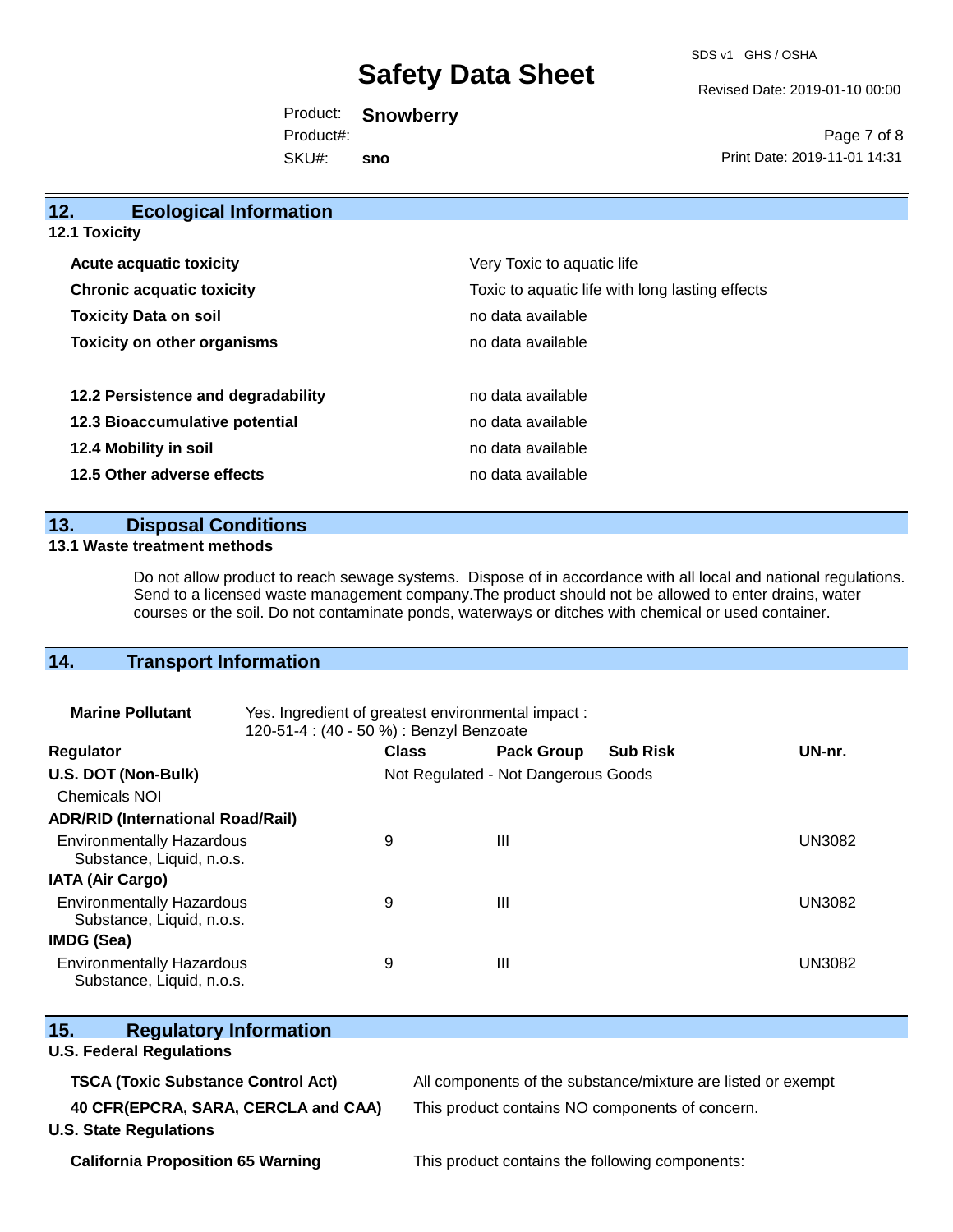## 12. Ecological Information

### 12.1 Toxicity

| | |
|---|---|
| **Acute acquatic toxicity** | Very Toxic to aquatic life |
| **Chronic acquatic toxicity** | Toxic to aquatic life with long lasting effects |
| **Toxicity Data on soil** | no data available |
| **Toxicity on other organisms** | no data available |
| **12.2 Persistence and degradability** | no data available |
| **12.3 Bioaccumulative potential** | no data available |
| **12.4 Mobility in soil** | no data available |
| **12.5 Other adverse effects** | no data available |

## 13. Disposal Conditions

### 13.1 Waste treatment methods

Do not allow product to reach sewage systems. Dispose of in accordance with all local and national regulations. Send to a licensed waste management company.The product should not be allowed to enter drains, water courses or the soil. Do not contaminate ponds, waterways or ditches with chemical or used container.

## 14. Transport Information

**Marine Pollutant** Yes. Ingredient of greatest environmental impact : 120-51-4 : (40 - 50 %) : Benzyl Benzoate

| Regulator | Class | Pack Group | Sub Risk | UN-nr. |
|---|---|---|---|---|
| **U.S. DOT (Non-Bulk)** | Not Regulated - Not Dangerous Goods | | | |
| Chemicals NOI | | | | |
| **ADR/RID (International Road/Rail)** | | | | |
| Environmentally Hazardous Substance, Liquid, n.o.s. | 9 | III | | UN3082 |
| **IATA (Air Cargo)** | | | | |
| Environmentally Hazardous Substance, Liquid, n.o.s. | 9 | III | | UN3082 |
| **IMDG (Sea)** | | | | |
| Environmentally Hazardous Substance, Liquid, n.o.s. | 9 | III | | UN3082 |

## 15. Regulatory Information

**U.S. Federal Regulations**

| | |
|---|---|
| **TSCA (Toxic Substance Control Act)** | All components of the substance/mixture are listed or exempt |
| **40 CFR(EPCRA, SARA, CERCLA and CAA)** | This product contains NO components of concern. |

**U.S. State Regulations**

| | |
|---|---|
| **California Proposition 65 Warning** | This product contains the following components: |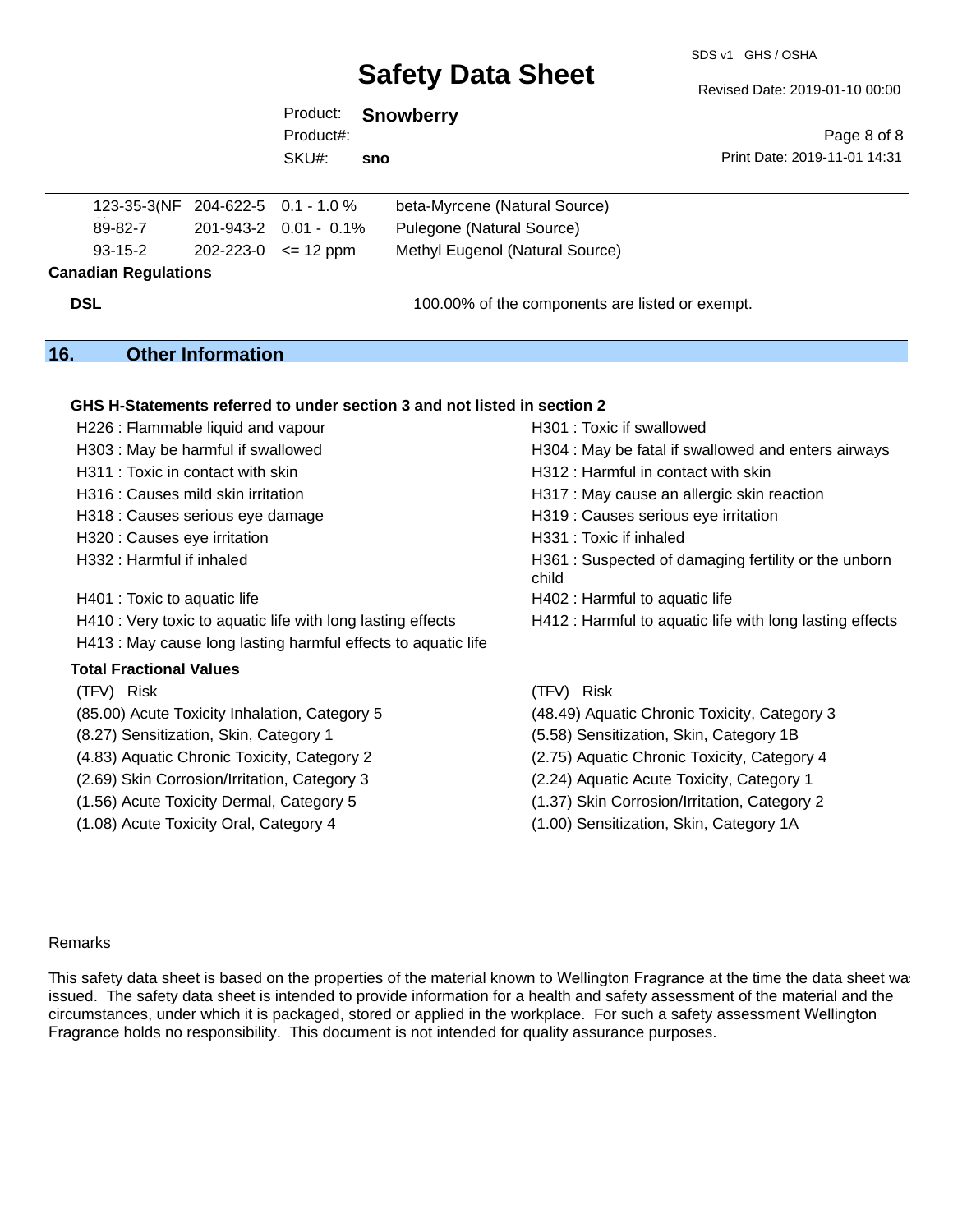| | | | |
|---|---|---|---|
| 123-35-3(NF | 204-622-5 | 0.1 - 1.0 % | beta-Myrcene (Natural Source) |
| 89-82-7 | 201-943-2 | 0.01 - 0.1% | Pulegone (Natural Source) |
| 93-15-2 | 202-223-0 | <= 12 ppm | Methyl Eugenol (Natural Source) |

**Canadian Regulations**

**DSL** 100.00% of the components are listed or exempt.

## 16. Other Information

**GHS H-Statements referred to under section 3 and not listed in section 2**

H226 : Flammable liquid and vapour
H301 : Toxic if swallowed
H303 : May be harmful if swallowed
H304 : May be fatal if swallowed and enters airways
H311 : Toxic in contact with skin
H312 : Harmful in contact with skin
H316 : Causes mild skin irritation
H317 : May cause an allergic skin reaction
H318 : Causes serious eye damage
H319 : Causes serious eye irritation
H320 : Causes eye irritation
H331 : Toxic if inhaled
H332 : Harmful if inhaled
H361 : Suspected of damaging fertility or the unborn child
H401 : Toxic to aquatic life
H402 : Harmful to aquatic life
H410 : Very toxic to aquatic life with long lasting effects
H412 : Harmful to aquatic life with long lasting effects
H413 : May cause long lasting harmful effects to aquatic life

**Total Fractional Values**

| (TFV) Risk | (TFV) Risk |
|---|---|
| (85.00) Acute Toxicity Inhalation, Category 5 | (48.49) Aquatic Chronic Toxicity, Category 3 |
| (8.27) Sensitization, Skin, Category 1 | (5.58) Sensitization, Skin, Category 1B |
| (4.83) Aquatic Chronic Toxicity, Category 2 | (2.75) Aquatic Chronic Toxicity, Category 4 |
| (2.69) Skin Corrosion/Irritation, Category 3 | (2.24) Aquatic Acute Toxicity, Category 1 |
| (1.56) Acute Toxicity Dermal, Category 5 | (1.37) Skin Corrosion/Irritation, Category 2 |
| (1.08) Acute Toxicity Oral, Category 4 | (1.00) Sensitization, Skin, Category 1A |

Remarks

This safety data sheet is based on the properties of the material known to Wellington Fragrance at the time the data sheet was issued. The safety data sheet is intended to provide information for a health and safety assessment of the material and the circumstances, under which it is packaged, stored or applied in the workplace. For such a safety assessment Wellington Fragrance holds no responsibility. This document is not intended for quality assurance purposes.